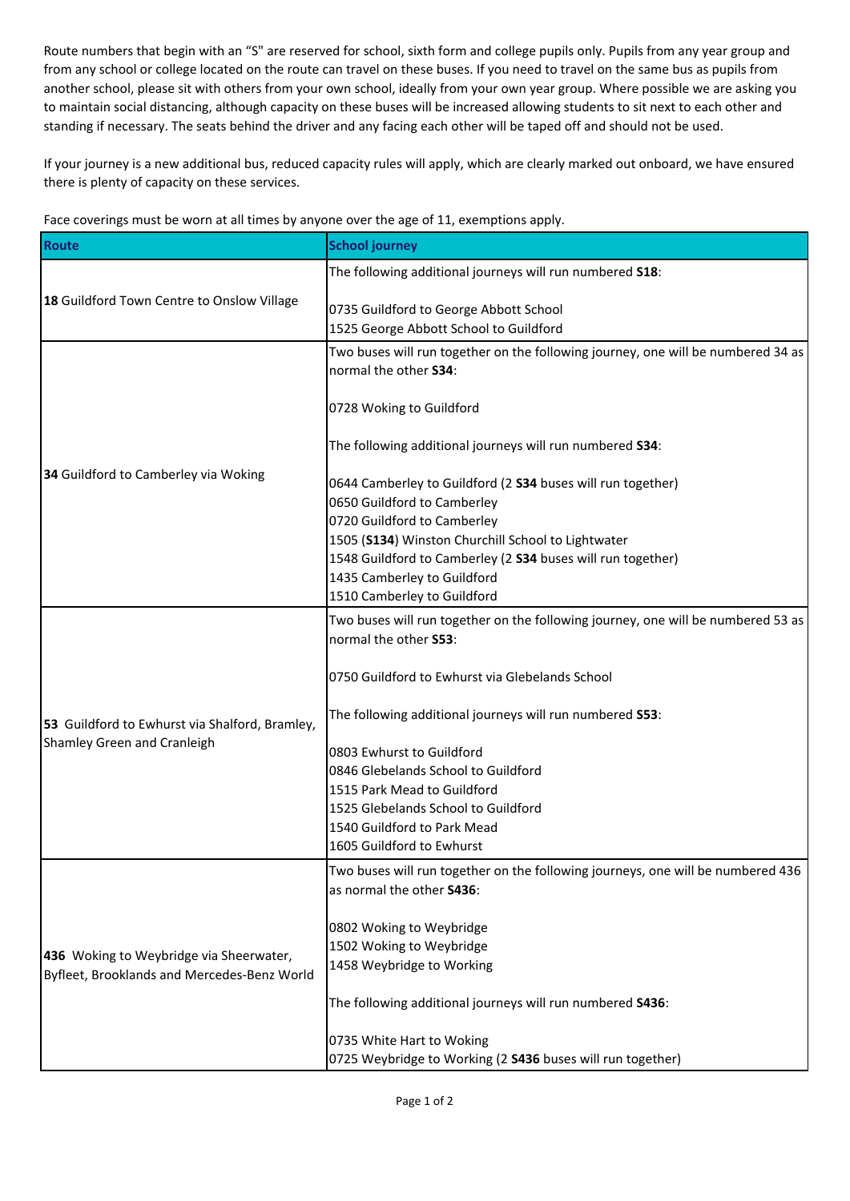Route numbers that begin with an "S" are reserved for school, sixth form and college pupils only. Pupils from any year group and from any school or college located on the route can travel on these buses. If you need to travel on the same bus as pupils from another school, please sit with others from your own school, ideally from your own year group. Where possible we are asking you to maintain social distancing, although capacity on these buses will be increased allowing students to sit next to each other and standing if necessary. The seats behind the driver and any facing each other will be taped off and should not be used.

If your journey is a new additional bus, reduced capacity rules will apply, which are clearly marked out onboard, we have ensured there is plenty of capacity on these services.

Face coverings must be worn at all times by anyone over the age of 11, exemptions apply.

| Route | School journey |
|---|---|
| **18** Guildford Town Centre to Onslow Village | The following additional journeys will run numbered **S18**:<br><br>0735 Guildford to George Abbott School<br>1525 George Abbott School to Guildford |
| **34** Guildford to Camberley via Woking | Two buses will run together on the following journey, one will be numbered 34 as normal the other **S34**:<br><br>0728 Woking to Guildford<br><br>The following additional journeys will run numbered **S34**:<br><br>0644 Camberley to Guildford (2 **S34** buses will run together)<br>0650 Guildford to Camberley<br>0720 Guildford to Camberley<br>1505 (**S134**) Winston Churchill School to Lightwater<br>1548 Guildford to Camberley (2 **S34** buses will run together)<br>1435 Camberley to Guildford<br>1510 Camberley to Guildford |
| **53** Guildford to Ewhurst via Shalford, Bramley, Shamley Green and Cranleigh | Two buses will run together on the following journey, one will be numbered 53 as normal the other **S53**:<br><br>0750 Guildford to Ewhurst via Glebelands School<br><br>The following additional journeys will run numbered **S53**:<br><br>0803 Ewhurst to Guildford<br>0846 Glebelands School to Guildford<br>1515 Park Mead to Guildford<br>1525 Glebelands School to Guildford<br>1540 Guildford to Park Mead<br>1605 Guildford to Ewhurst |
| **436** Woking to Weybridge via Sheerwater, Byfleet, Brooklands and Mercedes-Benz World | Two buses will run together on the following journeys, one will be numbered 436 as normal the other **S436**:<br><br>0802 Woking to Weybridge<br>1502 Woking to Weybridge<br>1458 Weybridge to Working<br><br>The following additional journeys will run numbered **S436**:<br><br>0735 White Hart to Woking<br>0725 Weybridge to Working (2 **S436** buses will run together) |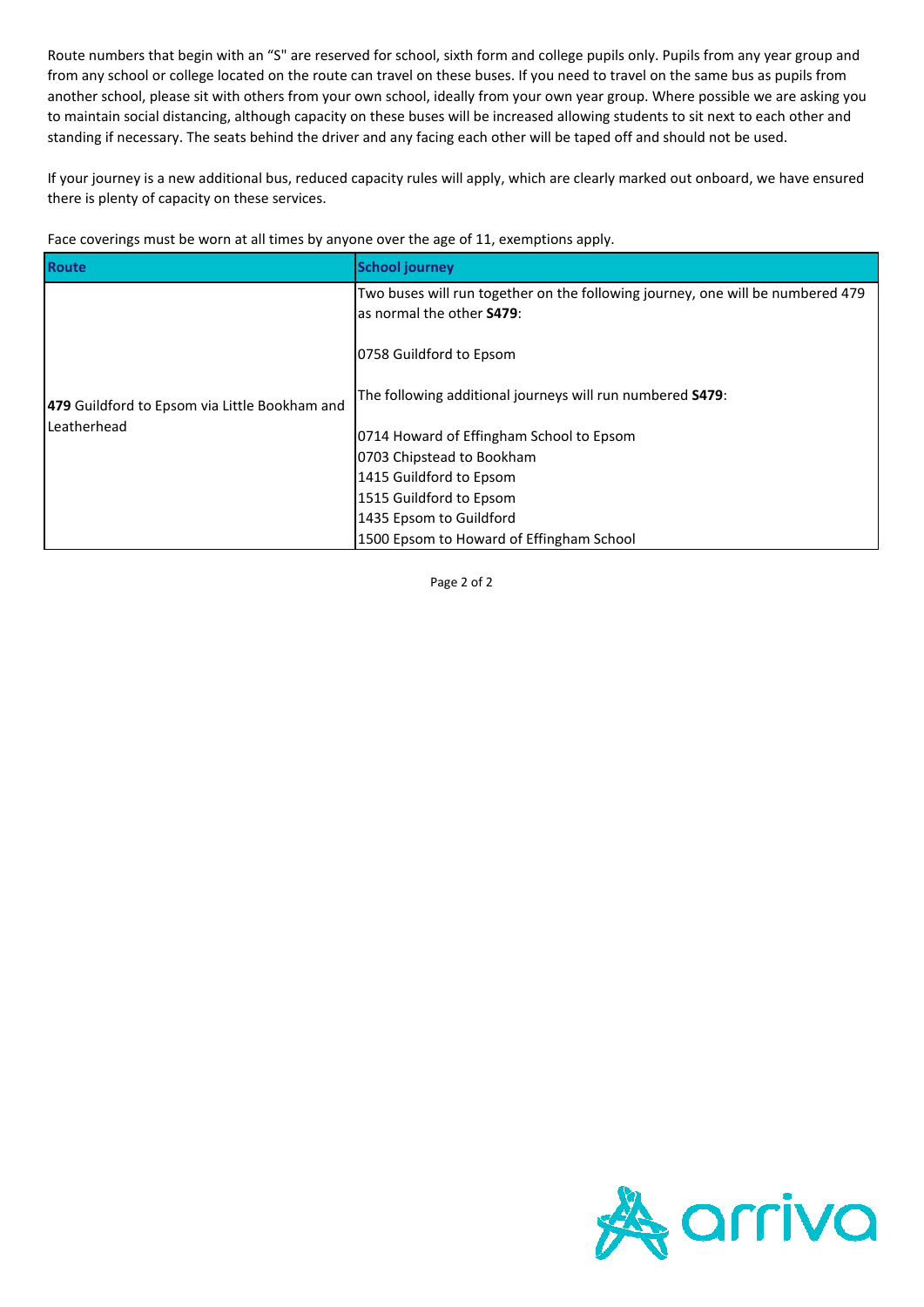Route numbers that begin with an "S" are reserved for school, sixth form and college pupils only. Pupils from any year group and from any school or college located on the route can travel on these buses. If you need to travel on the same bus as pupils from another school, please sit with others from your own school, ideally from your own year group. Where possible we are asking you to maintain social distancing, although capacity on these buses will be increased allowing students to sit next to each other and standing if necessary. The seats behind the driver and any facing each other will be taped off and should not be used.

If your journey is a new additional bus, reduced capacity rules will apply, which are clearly marked out onboard, we have ensured there is plenty of capacity on these services.

Face coverings must be worn at all times by anyone over the age of 11, exemptions apply.

| Route | School journey |
| --- | --- |
| **479** Guildford to Epsom via Little Bookham and Leatherhead | Two buses will run together on the following journey, one will be numbered 479 as normal the other **S479**:<br><br>0758 Guildford to Epsom<br><br>The following additional journeys will run numbered **S479**:<br><br>0714 Howard of Effingham School to Epsom<br>0703 Chipstead to Bookham<br>1415 Guildford to Epsom<br>1515 Guildford to Epsom<br>1435 Epsom to Guildford<br>1500 Epsom to Howard of Effingham School |

arriva